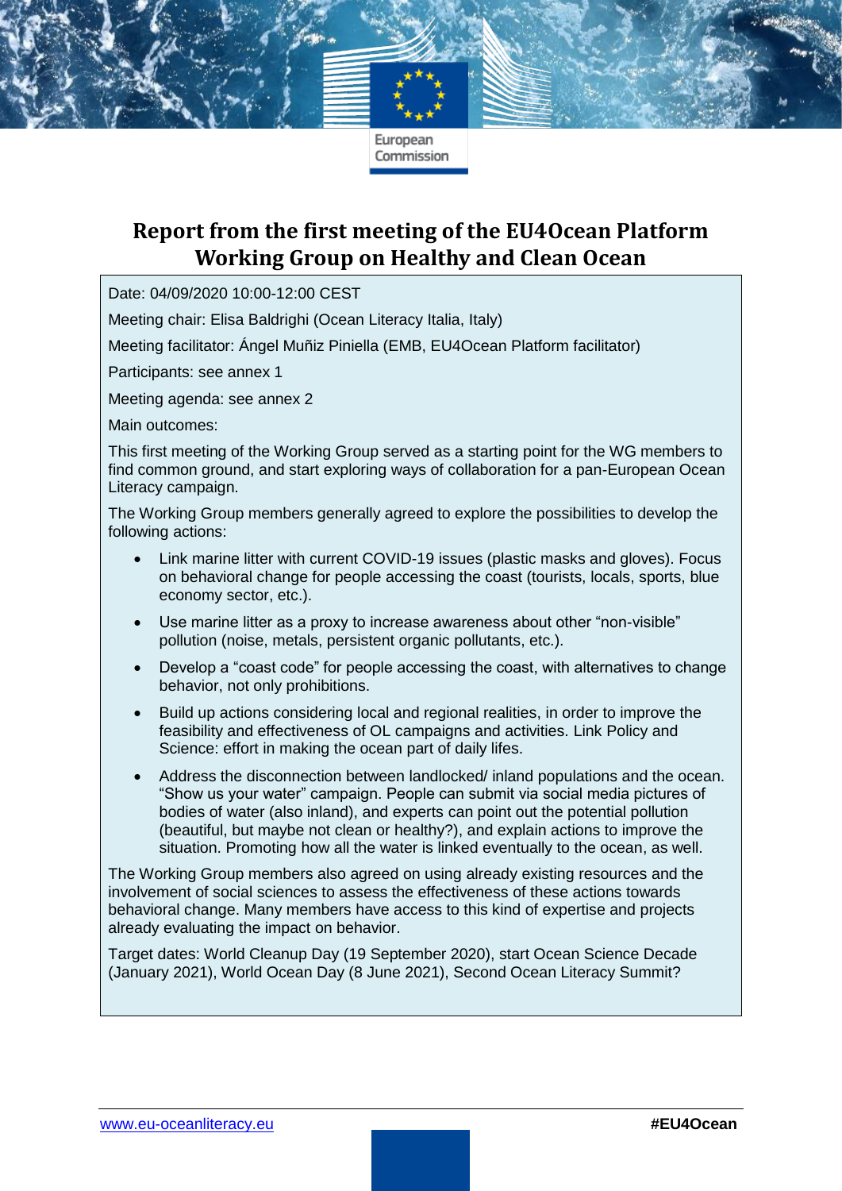# Report from the first meeting of the EU4Ocean Platform Working Group on Healthy and Clean Ocean

Date: 04/09/2020 10:00-12:00 CEST

Meeting chair: Elisa Baldrighi (Ocean Literacy Italia, Italy)

Meeting facilitator: Ángel Muñiz Piniella (EMB, EU4Ocean Platform facilitator)

Participants: see annex 1

Meeting agenda: see annex 2

Main outcomes:

This first meeting of the Working Group served as a starting point for the WG members to find common ground, and start exploring ways of collaboration for a pan-European Ocean Literacy campaign.

The Working Group members generally agreed to explore the possibilities to develop the following actions:

- Link marine litter with current COVID-19 issues (plastic masks and gloves). Focus on behavioral change for people accessing the coast (tourists, locals, sports, blue economy sector, etc.).
- Use marine litter as a proxy to increase awareness about other "non-visible" pollution (noise, metals, persistent organic pollutants, etc.).
- Develop a "coast code" for people accessing the coast, with alternatives to change behavior, not only prohibitions.
- Build up actions considering local and regional realities, in order to improve the feasibility and effectiveness of OL campaigns and activities. Link Policy and Science: effort in making the ocean part of daily lifes.
- Address the disconnection between landlocked/ inland populations and the ocean. "Show us your water" campaign. People can submit via social media pictures of bodies of water (also inland), and experts can point out the potential pollution (beautiful, but maybe not clean or healthy?), and explain actions to improve the situation. Promoting how all the water is linked eventually to the ocean, as well.

The Working Group members also agreed on using already existing resources and the involvement of social sciences to assess the effectiveness of these actions towards behavioral change. Many members have access to this kind of expertise and projects already evaluating the impact on behavior.

Target dates: World Cleanup Day (19 September 2020), start Ocean Science Decade (January 2021), World Ocean Day (8 June 2021), Second Ocean Literacy Summit?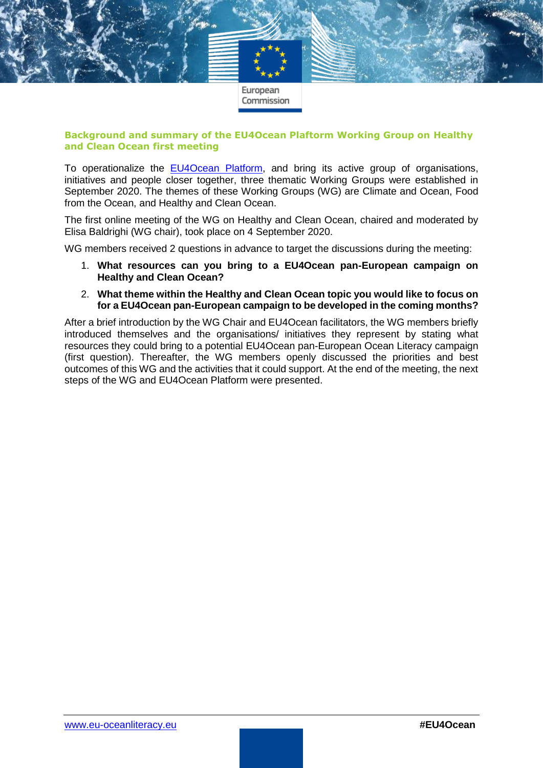## Background and summary of the EU4Ocean Plaftorm Working Group on Healthy and Clean Ocean first meeting

To operationalize the [EU4Ocean Platform](), and bring its active group of organisations, initiatives and people closer together, three thematic Working Groups were established in September 2020. The themes of these Working Groups (WG) are Climate and Ocean, Food from the Ocean, and Healthy and Clean Ocean.

The first online meeting of the WG on Healthy and Clean Ocean, chaired and moderated by Elisa Baldrighi (WG chair), took place on 4 September 2020.

WG members received 2 questions in advance to target the discussions during the meeting:

1. **What resources can you bring to a EU4Ocean pan-European campaign on Healthy and Clean Ocean?**
2. **What theme within the Healthy and Clean Ocean topic you would like to focus on for a EU4Ocean pan-European campaign to be developed in the coming months?**

After a brief introduction by the WG Chair and EU4Ocean facilitators, the WG members briefly introduced themselves and the organisations/ initiatives they represent by stating what resources they could bring to a potential EU4Ocean pan-European Ocean Literacy campaign (first question). Thereafter, the WG members openly discussed the priorities and best outcomes of this WG and the activities that it could support. At the end of the meeting, the next steps of the WG and EU4Ocean Platform were presented.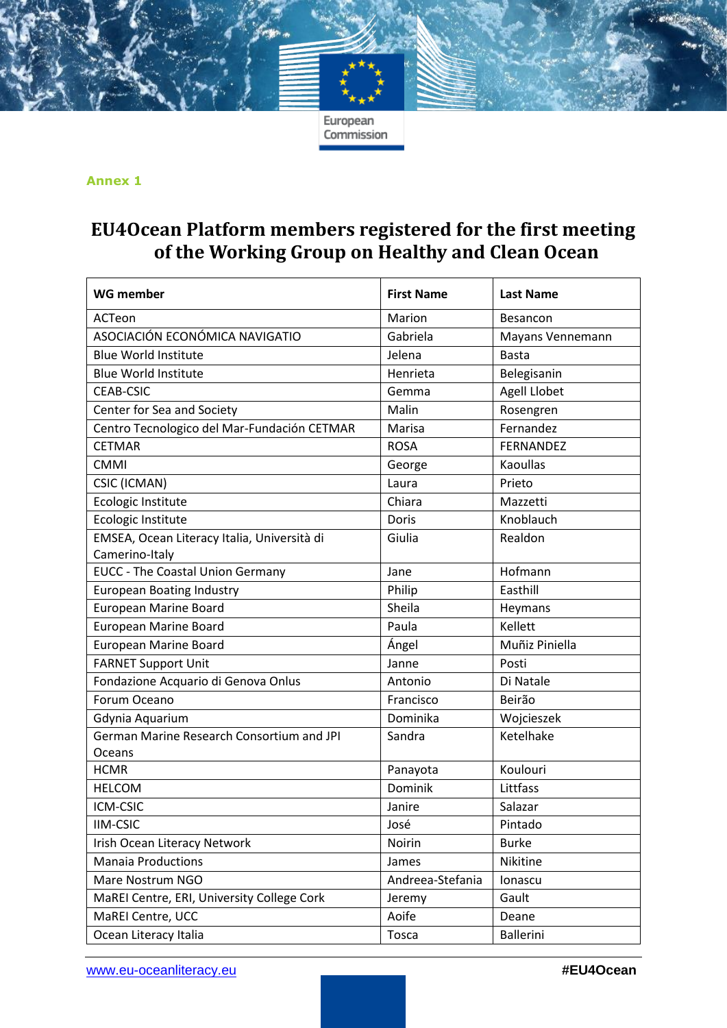**Annex 1**

# EU4Ocean Platform members registered for the first meeting of the Working Group on Healthy and Clean Ocean

| WG member | First Name | Last Name |
|---|---|---|
| ACTeon | Marion | Besancon |
| ASOCIACIÓN ECONÓMICA NAVIGATIO | Gabriela | Mayans Vennemann |
| Blue World Institute | Jelena | Basta |
| Blue World Institute | Henrieta | Belegisanin |
| CEAB-CSIC | Gemma | Agell Llobet |
| Center for Sea and Society | Malin | Rosengren |
| Centro Tecnologico del Mar-Fundación CETMAR | Marisa | Fernandez |
| CETMAR | ROSA | FERNANDEZ |
| CMMI | George | Kaoullas |
| CSIC (ICMAN) | Laura | Prieto |
| Ecologic Institute | Chiara | Mazzetti |
| Ecologic Institute | Doris | Knoblauch |
| EMSEA, Ocean Literacy Italia, Università di Camerino-Italy | Giulia | Realdon |
| EUCC - The Coastal Union Germany | Jane | Hofmann |
| European Boating Industry | Philip | Easthill |
| European Marine Board | Sheila | Heymans |
| European Marine Board | Paula | Kellett |
| European Marine Board | Ángel | Muñiz Piniella |
| FARNET Support Unit | Janne | Posti |
| Fondazione Acquario di Genova Onlus | Antonio | Di Natale |
| Forum Oceano | Francisco | Beirão |
| Gdynia Aquarium | Dominika | Wojcieszek |
| German Marine Research Consortium and JPI Oceans | Sandra | Ketelhake |
| HCMR | Panayota | Koulouri |
| HELCOM | Dominik | Littfass |
| ICM-CSIC | Janire | Salazar |
| IIM-CSIC | José | Pintado |
| Irish Ocean Literacy Network | Noirin | Burke |
| Manaia Productions | James | Nikitine |
| Mare Nostrum NGO | Andreea-Stefania | Ionascu |
| MaREI Centre, ERI, University College Cork | Jeremy | Gault |
| MaREI Centre, UCC | Aoife | Deane |
| Ocean Literacy Italia | Tosca | Ballerini |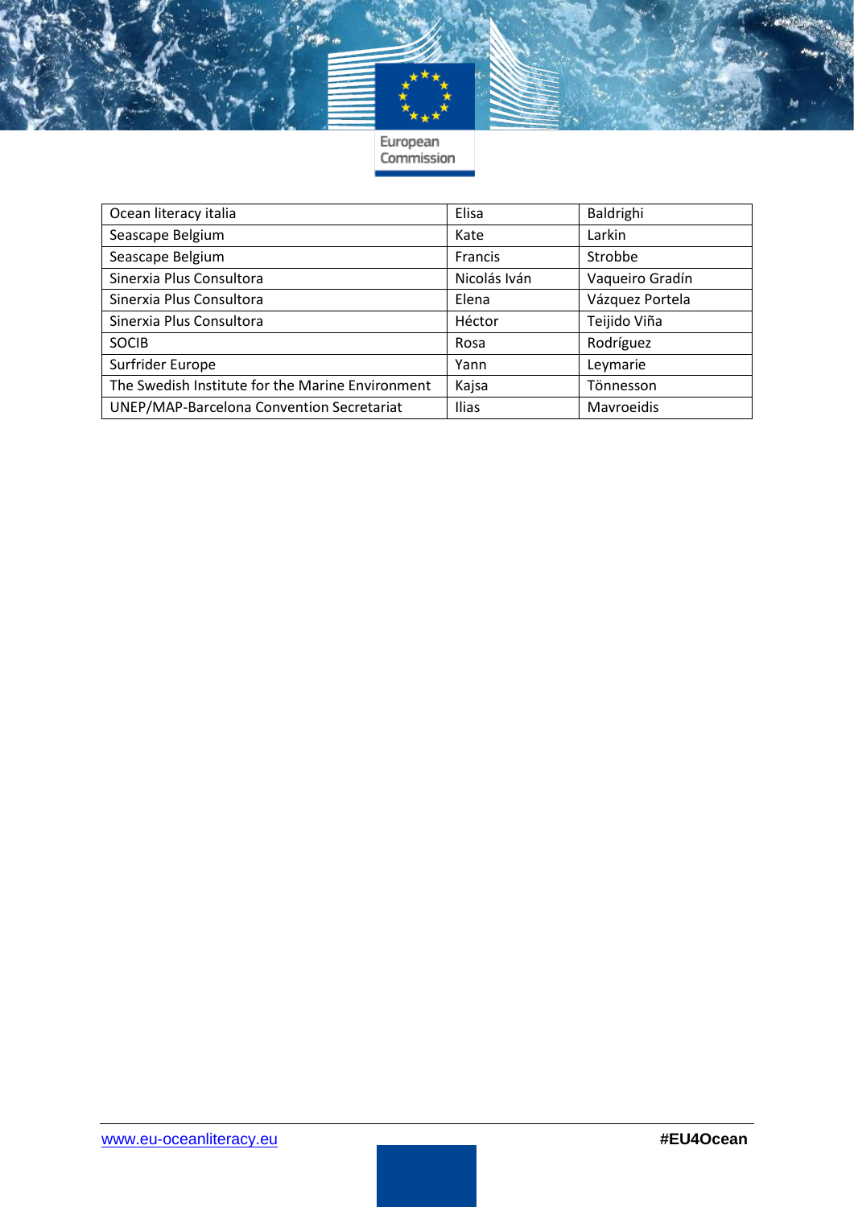| Ocean literacy italia | Elisa | Baldrighi |
|---|---|---|
| Seascape Belgium | Kate | Larkin |
| Seascape Belgium | Francis | Strobbe |
| Sinerxia Plus Consultora | Nicolás Iván | Vaqueiro Gradín |
| Sinerxia Plus Consultora | Elena | Vázquez Portela |
| Sinerxia Plus Consultora | Héctor | Teijido Viña |
| SOCIB | Rosa | Rodríguez |
| Surfrider Europe | Yann | Leymarie |
| The Swedish Institute for the Marine Environment | Kajsa | Tönnesson |
| UNEP/MAP-Barcelona Convention Secretariat | Ilias | Mavroeidis |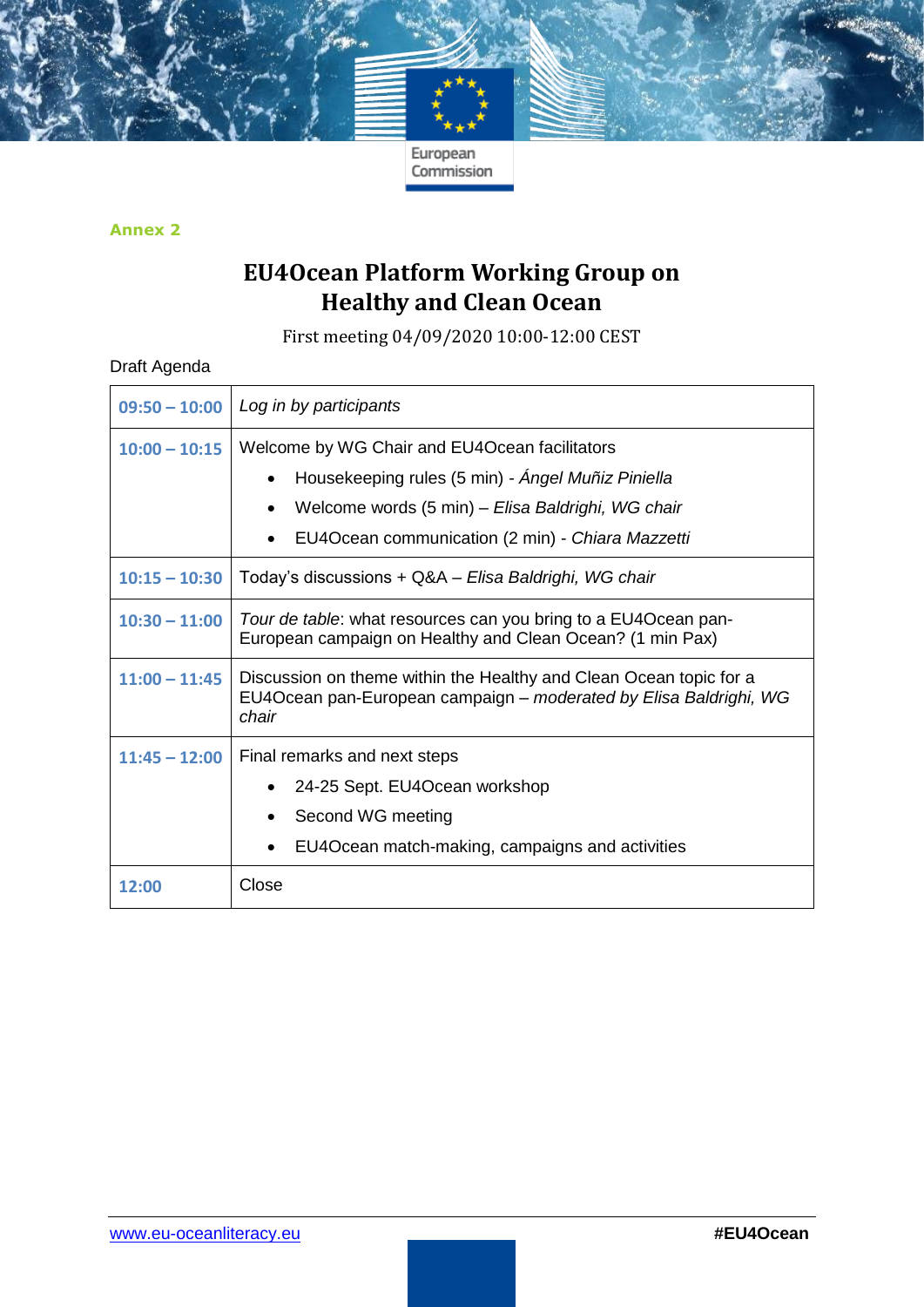**Annex 2**

# EU4Ocean Platform Working Group on Healthy and Clean Ocean

First meeting 04/09/2020 10:00-12:00 CEST

Draft Agenda

| | |
|---|---|
| 09:50 – 10:00 | *Log in by participants* |
| 10:00 – 10:15 | Welcome by WG Chair and EU4Ocean facilitators<br>• Housekeeping rules (5 min) - *Ángel Muñiz Piniella*<br>• Welcome words (5 min) – *Elisa Baldrighi, WG chair*<br>• EU4Ocean communication (2 min) - *Chiara Mazzetti* |
| 10:15 – 10:30 | Today's discussions + Q&A – *Elisa Baldrighi, WG chair* |
| 10:30 – 11:00 | *Tour de table*: what resources can you bring to a EU4Ocean pan-European campaign on Healthy and Clean Ocean? (1 min Pax) |
| 11:00 – 11:45 | Discussion on theme within the Healthy and Clean Ocean topic for a EU4Ocean pan-European campaign – *moderated by Elisa Baldrighi, WG chair* |
| 11:45 – 12:00 | Final remarks and next steps<br>• 24-25 Sept. EU4Ocean workshop<br>• Second WG meeting<br>• EU4Ocean match-making, campaigns and activities |
| 12:00 | Close |

www.eu-oceanliteracy.eu

**#EU4Ocean**